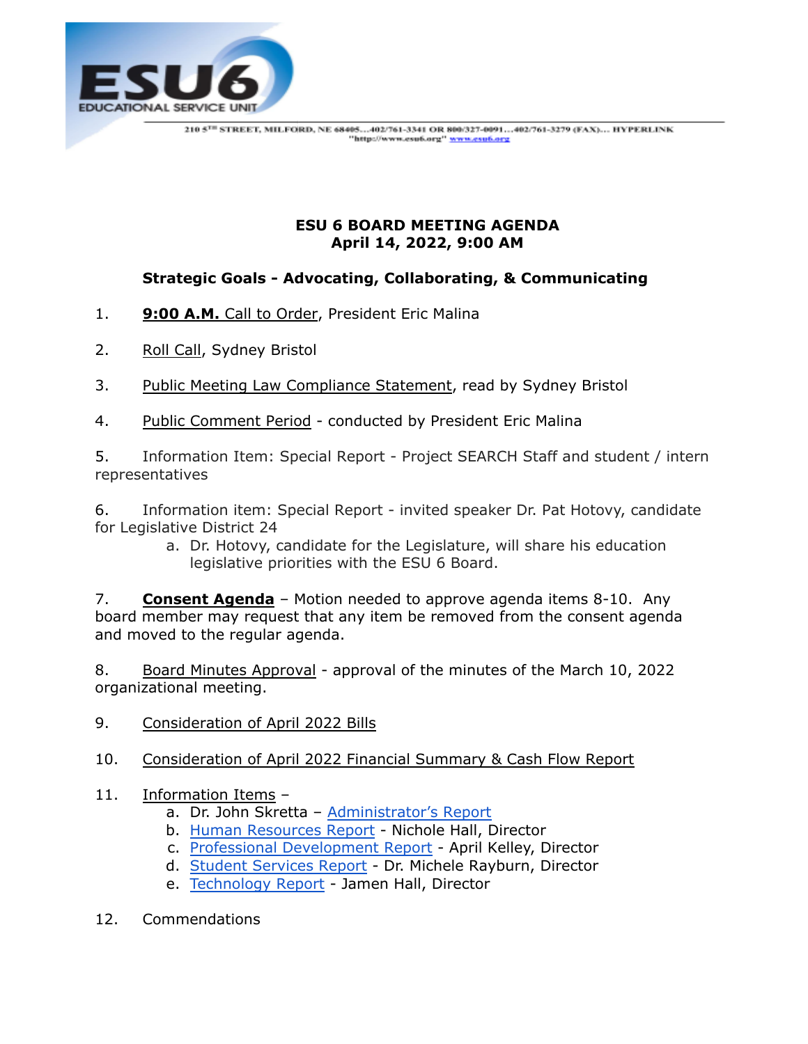ESU6 EDUCATIONAL SERVICE UNIT

210 5TH STREET, MILFORD, NE 68405…402/761-3341 OR 800/327-0091…402/761-3279 (FAX)… HYPERLINK "http://www.esu6.org" www.esu6.org

**ESU 6 BOARD MEETING AGENDA**
**April 14, 2022, 9:00 AM**

**Strategic Goals - Advocating, Collaborating, & Communicating**

1. **9:00 A.M.** Call to Order, President Eric Malina

2. Roll Call, Sydney Bristol

3. Public Meeting Law Compliance Statement, read by Sydney Bristol

4. Public Comment Period - conducted by President Eric Malina

5. Information Item: Special Report - Project SEARCH Staff and student / intern representatives

6. Information item: Special Report - invited speaker Dr. Pat Hotovy, candidate for Legislative District 24
   a. Dr. Hotovy, candidate for the Legislature, will share his education legislative priorities with the ESU 6 Board.

7. **Consent Agenda** – Motion needed to approve agenda items 8-10. Any board member may request that any item be removed from the consent agenda and moved to the regular agenda.

8. Board Minutes Approval - approval of the minutes of the March 10, 2022 organizational meeting.

9. Consideration of April 2022 Bills

10. Consideration of April 2022 Financial Summary & Cash Flow Report

11. Information Items –
    a. Dr. John Skretta – Administrator's Report
    b. Human Resources Report - Nichole Hall, Director
    c. Professional Development Report - April Kelley, Director
    d. Student Services Report - Dr. Michele Rayburn, Director
    e. Technology Report - Jamen Hall, Director

12. Commendations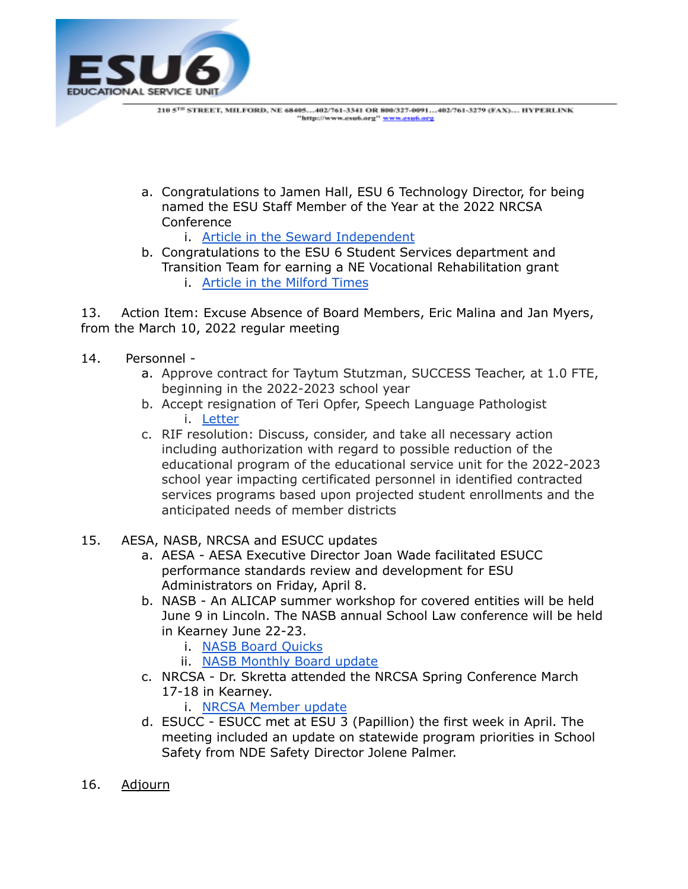a. Congratulations to Jamen Hall, ESU 6 Technology Director, for being named the ESU Staff Member of the Year at the 2022 NRCSA Conference
    i. Article in the Seward Independent
b. Congratulations to the ESU 6 Student Services department and Transition Team for earning a NE Vocational Rehabilitation grant
    i. Article in the Milford Times

13. Action Item: Excuse Absence of Board Members, Eric Malina and Jan Myers, from the March 10, 2022 regular meeting

14. Personnel -
    a. Approve contract for Taytum Stutzman, SUCCESS Teacher, at 1.0 FTE, beginning in the 2022-2023 school year
    b. Accept resignation of Teri Opfer, Speech Language Pathologist
        i. Letter
    c. RIF resolution: Discuss, consider, and take all necessary action including authorization with regard to possible reduction of the educational program of the educational service unit for the 2022-2023 school year impacting certificated personnel in identified contracted services programs based upon projected student enrollments and the anticipated needs of member districts

15. AESA, NASB, NRCSA and ESUCC updates
    a. AESA - AESA Executive Director Joan Wade facilitated ESUCC performance standards review and development for ESU Administrators on Friday, April 8.
    b. NASB - An ALICAP summer workshop for covered entities will be held June 9 in Lincoln. The NASB annual School Law conference will be held in Kearney June 22-23.
        i. NASB Board Quicks
        ii. NASB Monthly Board update
    c. NRCSA - Dr. Skretta attended the NRCSA Spring Conference March 17-18 in Kearney.
        i. NRCSA Member update
    d. ESUCC - ESUCC met at ESU 3 (Papillion) the first week in April. The meeting included an update on statewide program priorities in School Safety from NDE Safety Director Jolene Palmer.

16. Adjourn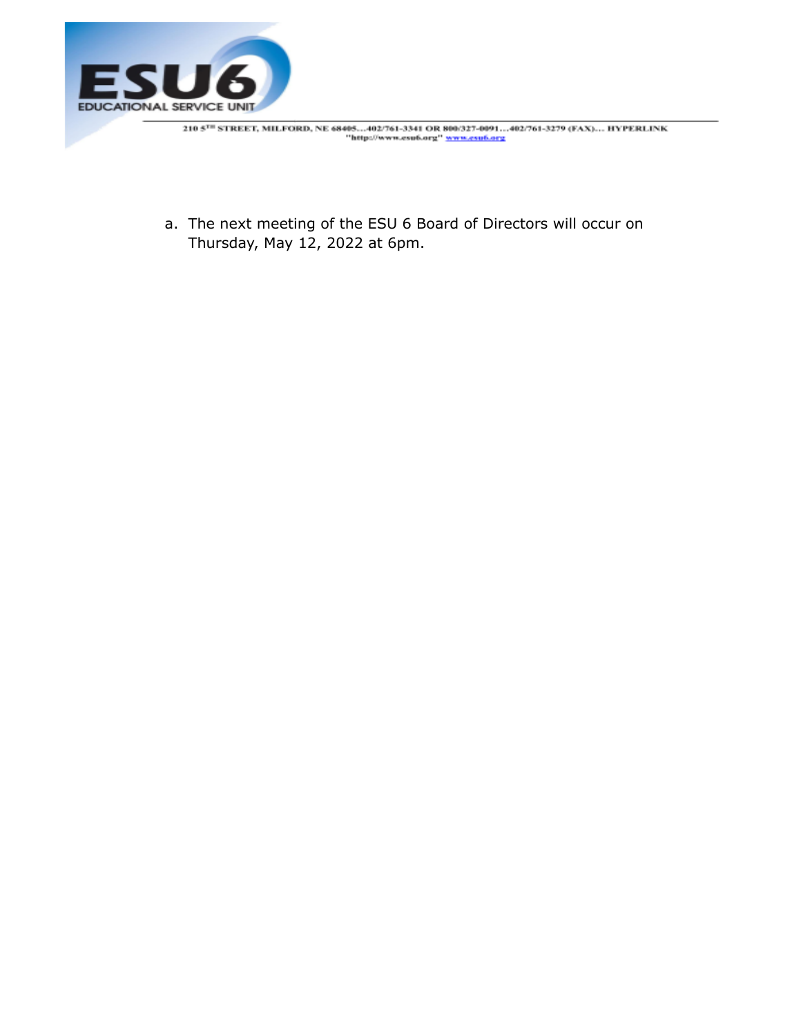a. The next meeting of the ESU 6 Board of Directors will occur on Thursday, May 12, 2022 at 6pm.